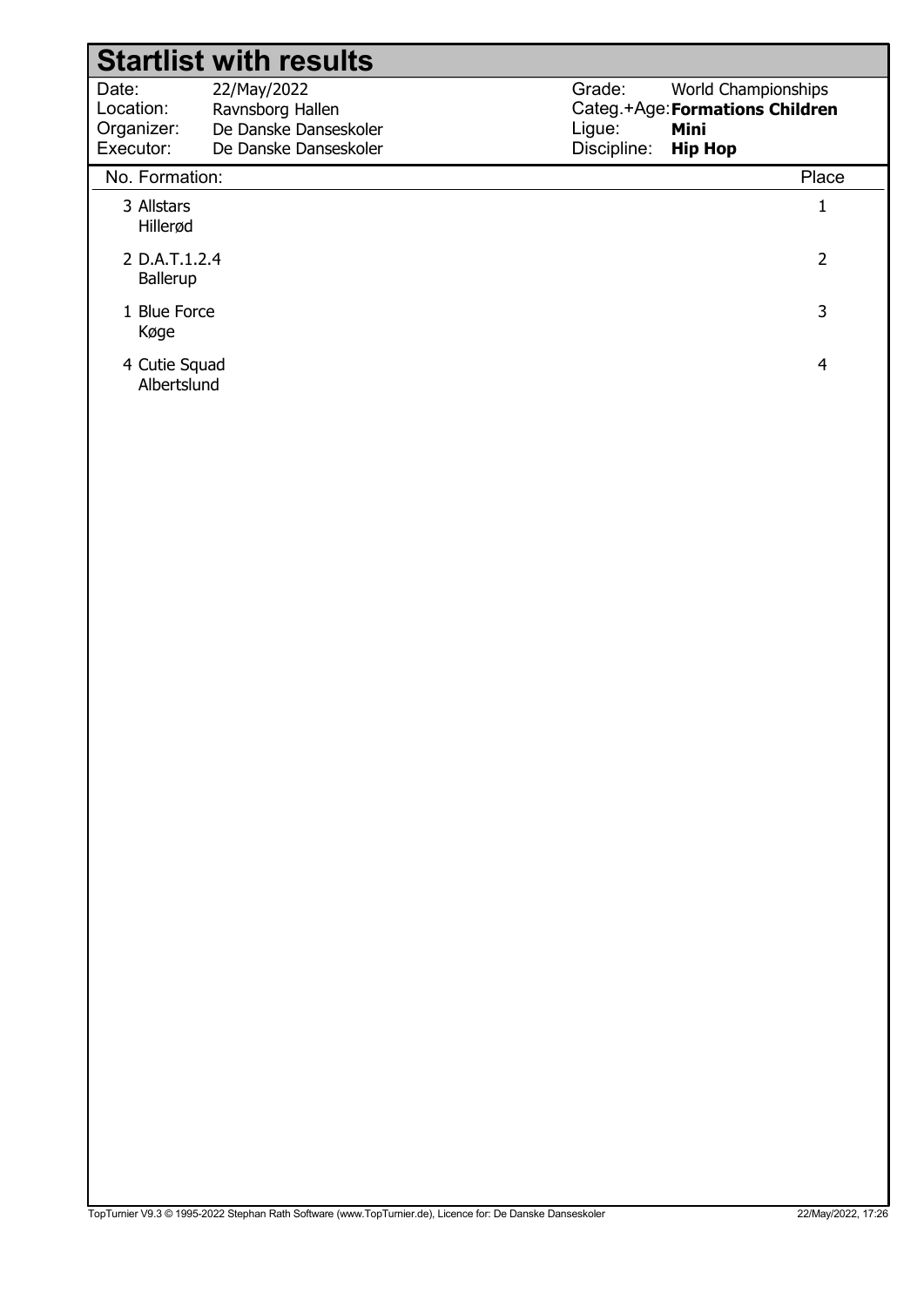# Startlist with results

| | | | |
|---|---|---|---|
| Date: | 22/May/2022 | Grade: | World Championships |
| Location: | Ravnsborg Hallen | Categ.+Age: | **Formations Children** |
| Organizer: | De Danske Danseskoler | Ligue: | **Mini** |
| Executor: | De Danske Danseskoler | Discipline: | **Hip Hop** |

| No. | Formation: | Place |
|---|---|---|
| 3 | Allstars<br>Hillerød | 1 |
| 2 | D.A.T.1.2.4<br>Ballerup | 2 |
| 1 | Blue Force<br>Køge | 3 |
| 4 | Cutie Squad<br>Albertslund | 4 |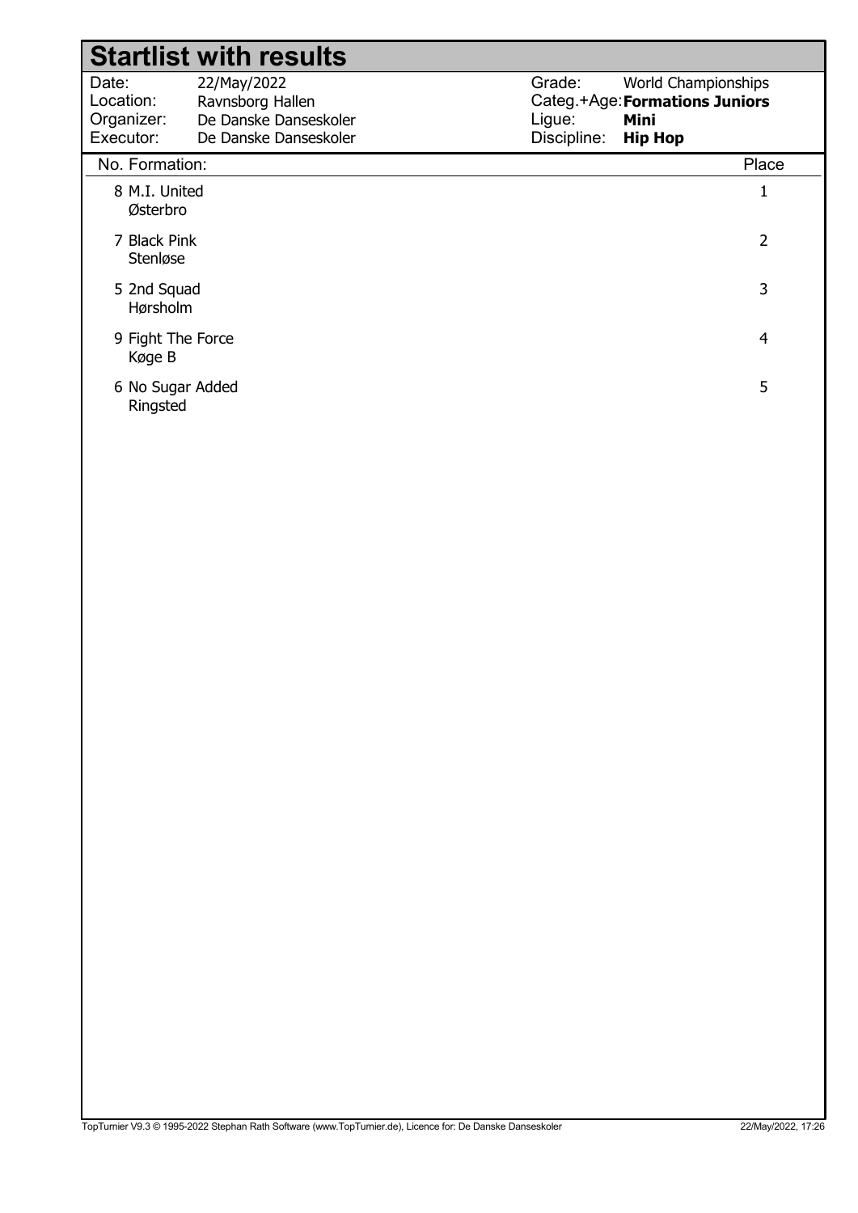# Startlist with results

| | | | |
|---|---|---|---|
| Date: | 22/May/2022 | Grade: | World Championships |
| Location: | Ravnsborg Hallen | Categ.+Age: | **Formations Juniors** |
| Organizer: | De Danske Danseskoler | Ligue: | **Mini** |
| Executor: | De Danske Danseskoler | Discipline: | **Hip Hop** |

| No. | Formation: | Place |
|---|---|---|
| 8 | M.I. United<br>Østerbro | 1 |
| 7 | Black Pink<br>Stenløse | 2 |
| 5 | 2nd Squad<br>Hørsholm | 3 |
| 9 | Fight The Force<br>Køge B | 4 |
| 6 | No Sugar Added<br>Ringsted | 5 |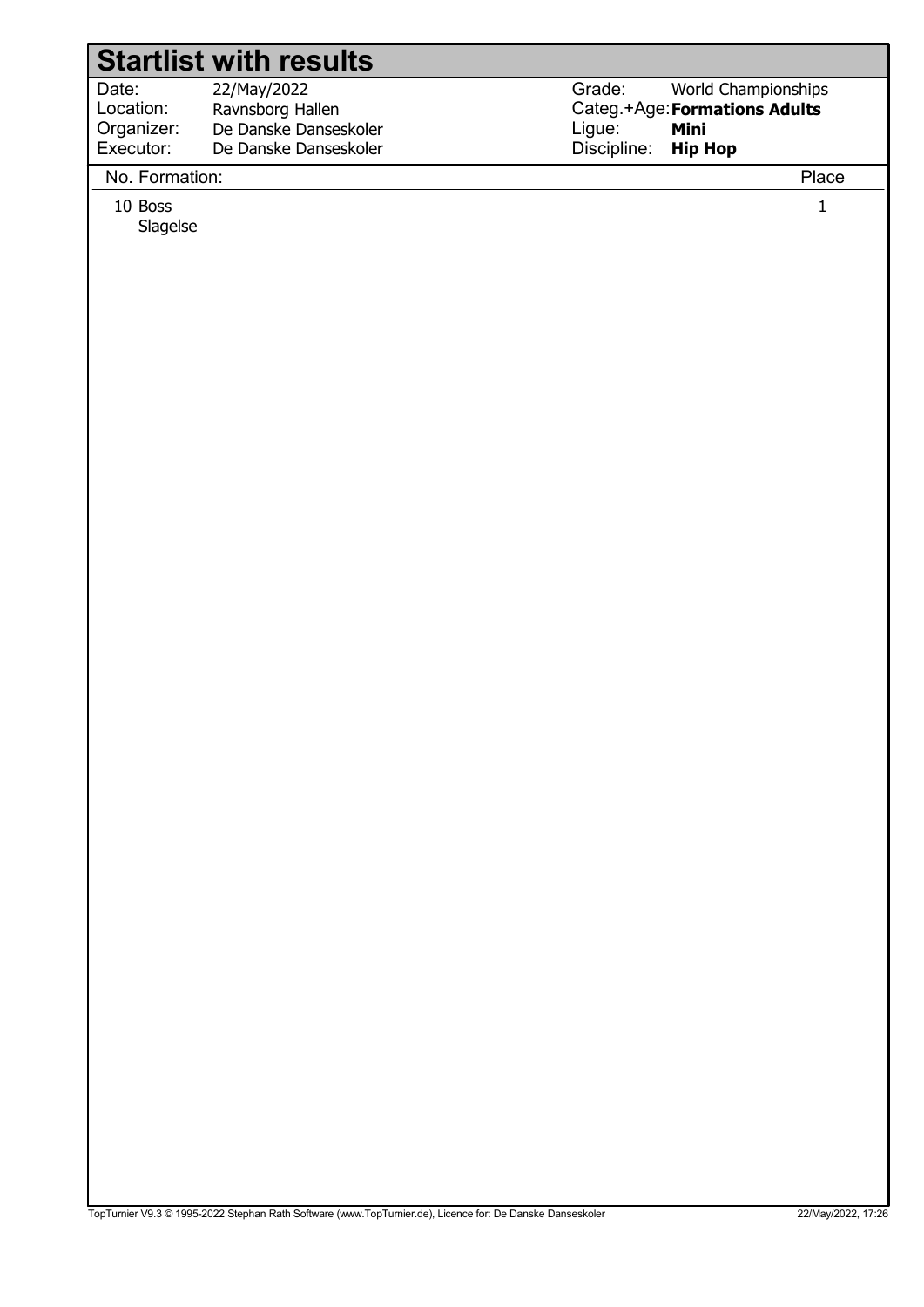# Startlist with results

| | | | |
|---|---|---|---|
| Date: | 22/May/2022 | Grade: | World Championships |
| Location: | Ravnsborg Hallen | Categ.+Age: | **Formations Adults** |
| Organizer: | De Danske Danseskoler | Ligue: | **Mini** |
| Executor: | De Danske Danseskoler | Discipline: | **Hip Hop** |

| No. | Formation: | Place |
|---|---|---|
| 10 | Boss<br>Slagelse | 1 |

TopTurnier V9.3 © 1995-2022 Stephan Rath Software (www.TopTurnier.de), Licence for: De Danske Danseskoler 22/May/2022, 17:26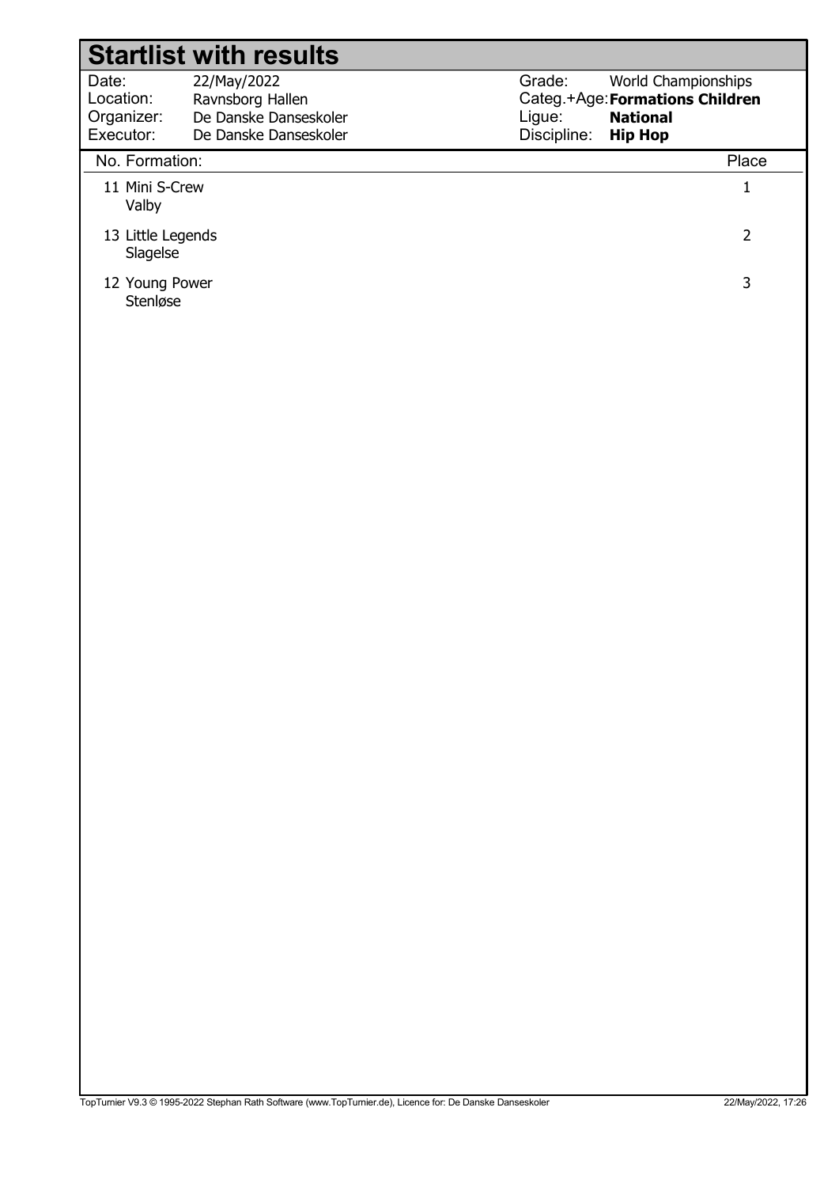# Startlist with results

| | | | |
|---|---|---|---|
| Date: | 22/May/2022 | Grade: | World Championships |
| Location: | Ravnsborg Hallen | Categ.+Age: | **Formations Children** |
| Organizer: | De Danske Danseskoler | Ligue: | **National** |
| Executor: | De Danske Danseskoler | Discipline: | **Hip Hop** |

| No. | Formation: | Place |
|---|---|---|
| 11 | Mini S-Crew<br>Valby | 1 |
| 13 | Little Legends<br>Slagelse | 2 |
| 12 | Young Power<br>Stenløse | 3 |

TopTurnier V9.3 © 1995-2022 Stephan Rath Software (www.TopTurnier.de), Licence for: De Danske Danseskoler 22/May/2022, 17:26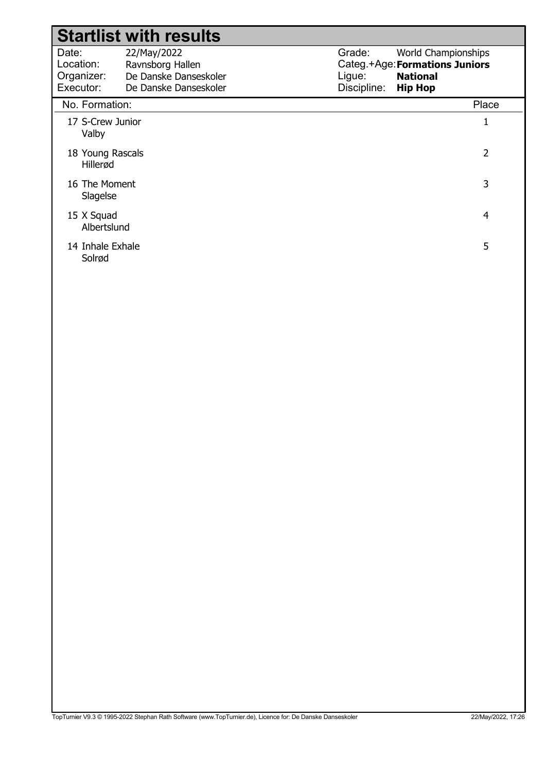# Startlist with results

| | | | |
|---|---|---|---|
| Date: | 22/May/2022 | Grade: | World Championships |
| Location: | Ravnsborg Hallen | Categ.+Age: | **Formations Juniors** |
| Organizer: | De Danske Danseskoler | Ligue: | **National** |
| Executor: | De Danske Danseskoler | Discipline: | **Hip Hop** |

| No. | Formation: | Place |
|---|---|---|
| 17 | S-Crew Junior<br>Valby | 1 |
| 18 | Young Rascals<br>Hillerød | 2 |
| 16 | The Moment<br>Slagelse | 3 |
| 15 | X Squad<br>Albertslund | 4 |
| 14 | Inhale Exhale<br>Solrød | 5 |

TopTurnier V9.3 © 1995-2022 Stephan Rath Software (www.TopTurnier.de), Licence for: De Danske Danseskoler — 22/May/2022, 17:26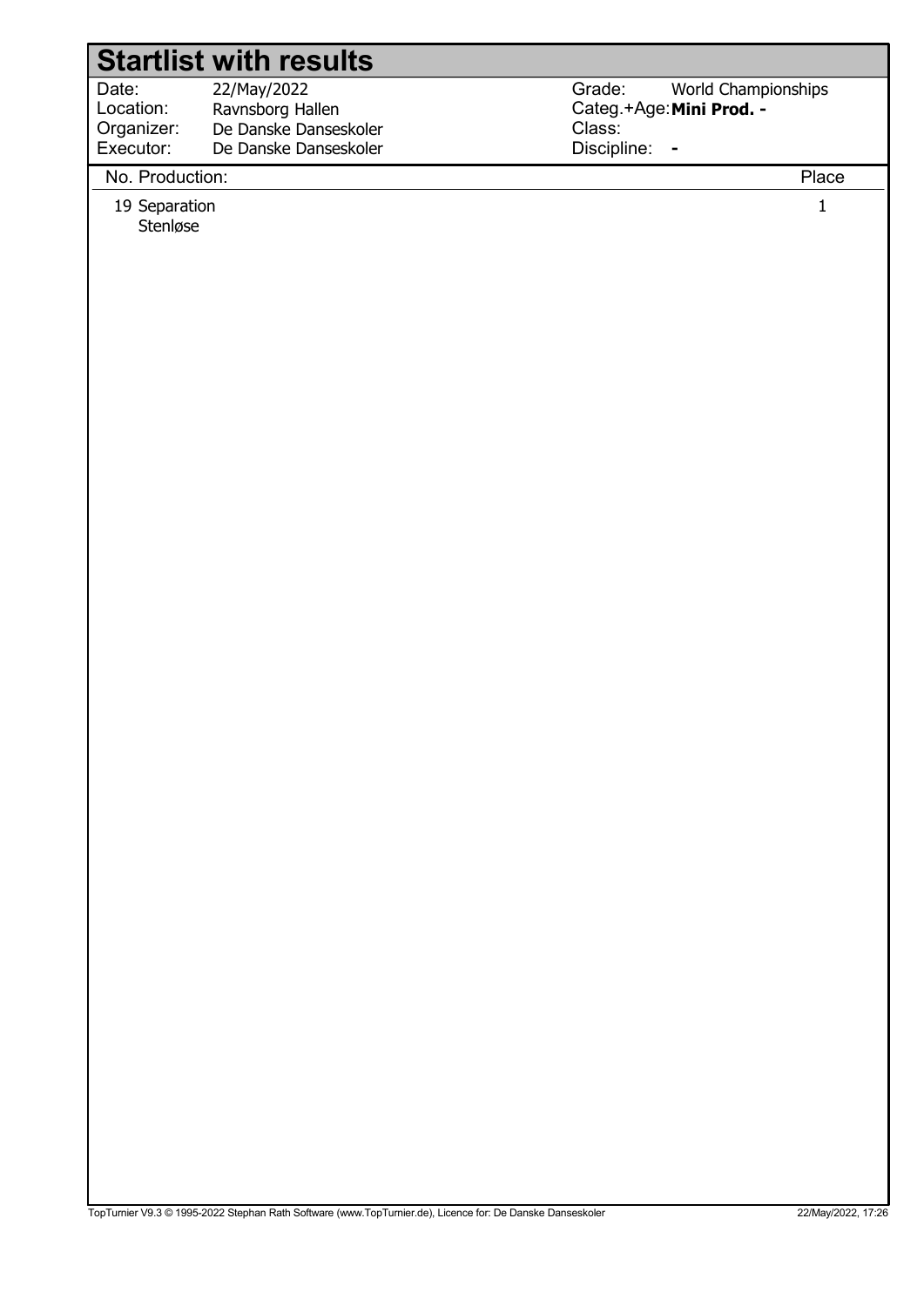# Startlist with results

| | | | |
|---|---|---|---|
| Date: | 22/May/2022 | Grade: | World Championships |
| Location: | Ravnsborg Hallen | Categ.+Age: | **Mini Prod. -** |
| Organizer: | De Danske Danseskoler | Class: | |
| Executor: | De Danske Danseskoler | Discipline: | - |

| No. | Production: | Place |
|---|---|---|
| 19 | Separation<br>Stenløse | 1 |

TopTurnier V9.3 © 1995-2022 Stephan Rath Software (www.TopTurnier.de), Licence for: De Danske Danseskoler — 22/May/2022, 17:26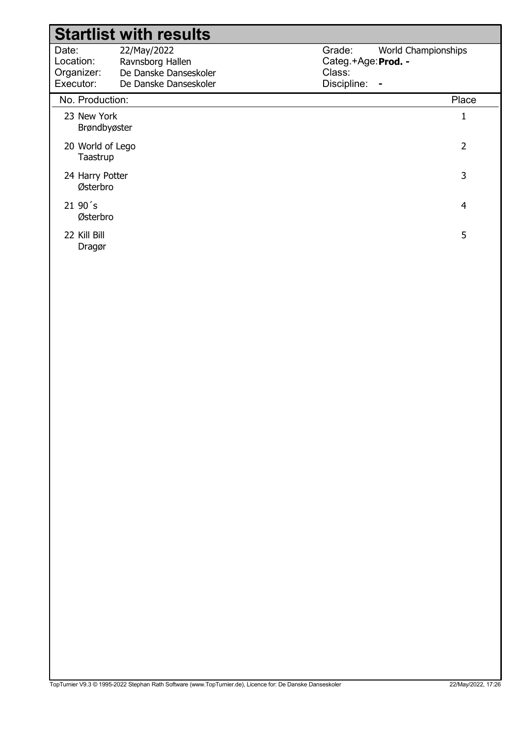# Startlist with results

| | | | |
|---|---|---|---|
| Date: | 22/May/2022 | Grade: | World Championships |
| Location: | Ravnsborg Hallen | Categ.+Age: | **Prod. -** |
| Organizer: | De Danske Danseskoler | Class: | |
| Executor: | De Danske Danseskoler | Discipline: | - |

| No. | Production: | Place |
|---|---|---|
| 23 | New York<br>Brøndbyøster | 1 |
| 20 | World of Lego<br>Taastrup | 2 |
| 24 | Harry Potter<br>Østerbro | 3 |
| 21 | 90´s<br>Østerbro | 4 |
| 22 | Kill Bill<br>Dragør | 5 |

TopTurnier V9.3 © 1995-2022 Stephan Rath Software (www.TopTurnier.de), Licence for: De Danske Danseskoler 22/May/2022, 17:26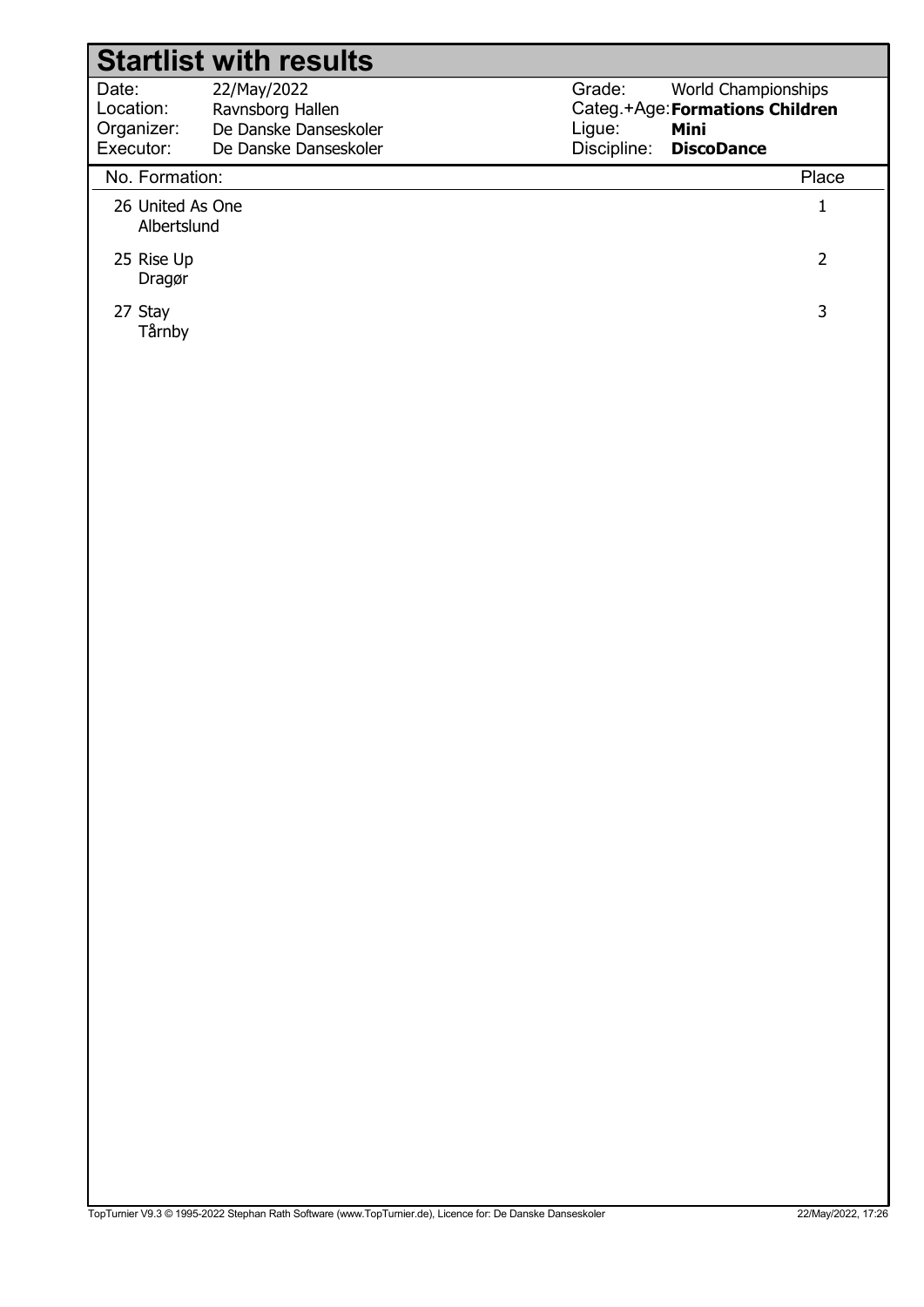# Startlist with results

| | | | |
|---|---|---|---|
| Date: | 22/May/2022 | Grade: | World Championships |
| Location: | Ravnsborg Hallen | Categ.+Age: | **Formations Children** |
| Organizer: | De Danske Danseskoler | Ligue: | **Mini** |
| Executor: | De Danske Danseskoler | Discipline: | **DiscoDance** |

| No. | Formation: | Place |
|---|---|---|
| 26 | United As One<br>Albertslund | 1 |
| 25 | Rise Up<br>Dragør | 2 |
| 27 | Stay<br>Tårnby | 3 |

TopTurnier V9.3 © 1995-2022 Stephan Rath Software (www.TopTurnier.de), Licence for: De Danske Danseskoler — 22/May/2022, 17:26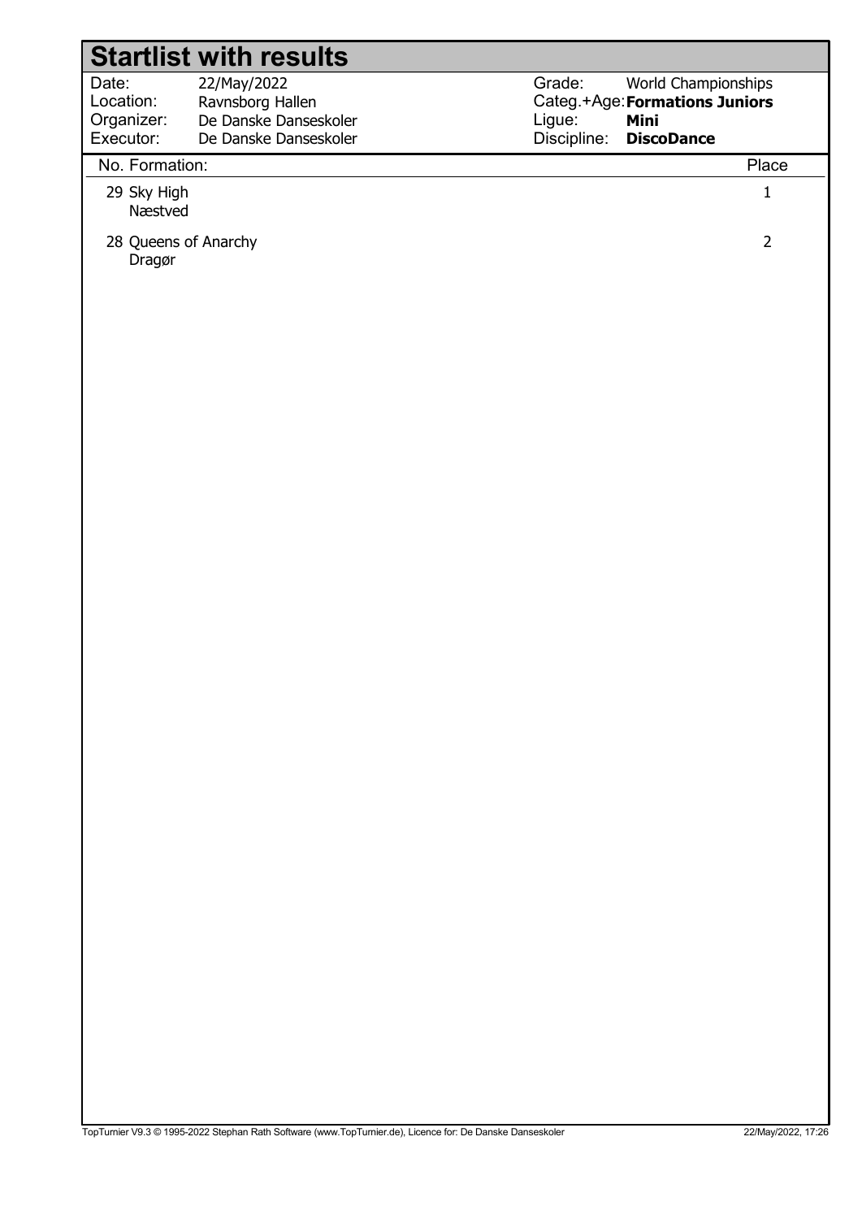# Startlist with results

| | | | |
|---|---|---|---|
| Date: | 22/May/2022 | Grade: | World Championships |
| Location: | Ravnsborg Hallen | Categ.+Age: | **Formations Juniors** |
| Organizer: | De Danske Danseskoler | Ligue: | **Mini** |
| Executor: | De Danske Danseskoler | Discipline: | **DiscoDance** |

| No. | Formation: | Place |
|---|---|---|
| 29 | Sky High<br>Næstved | 1 |
| 28 | Queens of Anarchy<br>Dragør | 2 |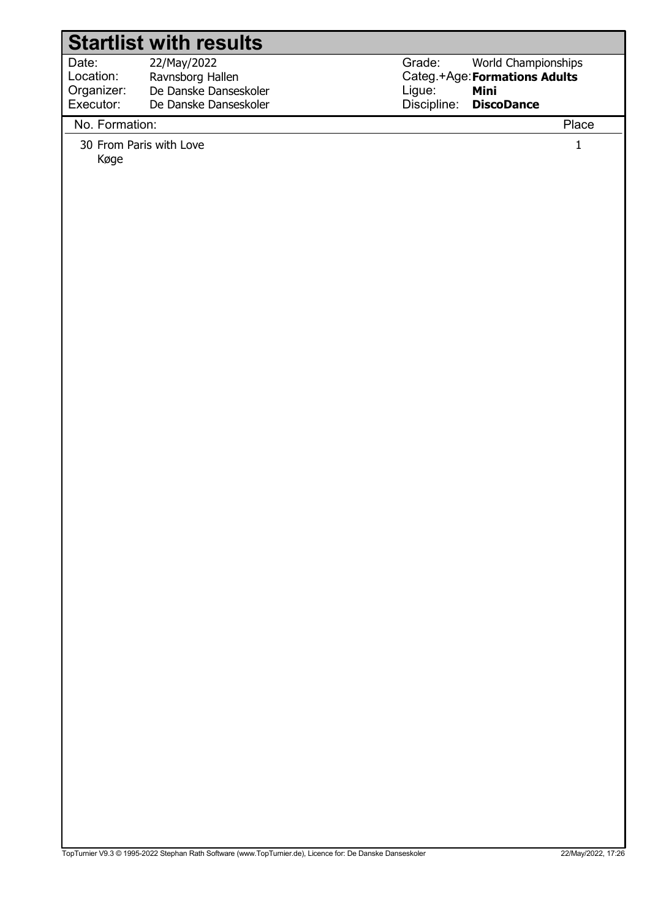# Startlist with results

| | | | |
|---|---|---|---|
| Date: | 22/May/2022 | Grade: | World Championships |
| Location: | Ravnsborg Hallen | Categ.+Age: | **Formations Adults** |
| Organizer: | De Danske Danseskoler | Ligue: | **Mini** |
| Executor: | De Danske Danseskoler | Discipline: | **DiscoDance** |

| No. | Formation: | Place |
|---|---|---|
| 30 | From Paris with Love<br>Køge | 1 |

TopTurnier V9.3 © 1995-2022 Stephan Rath Software (www.TopTurnier.de), Licence for: De Danske Danseskoler 22/May/2022, 17:26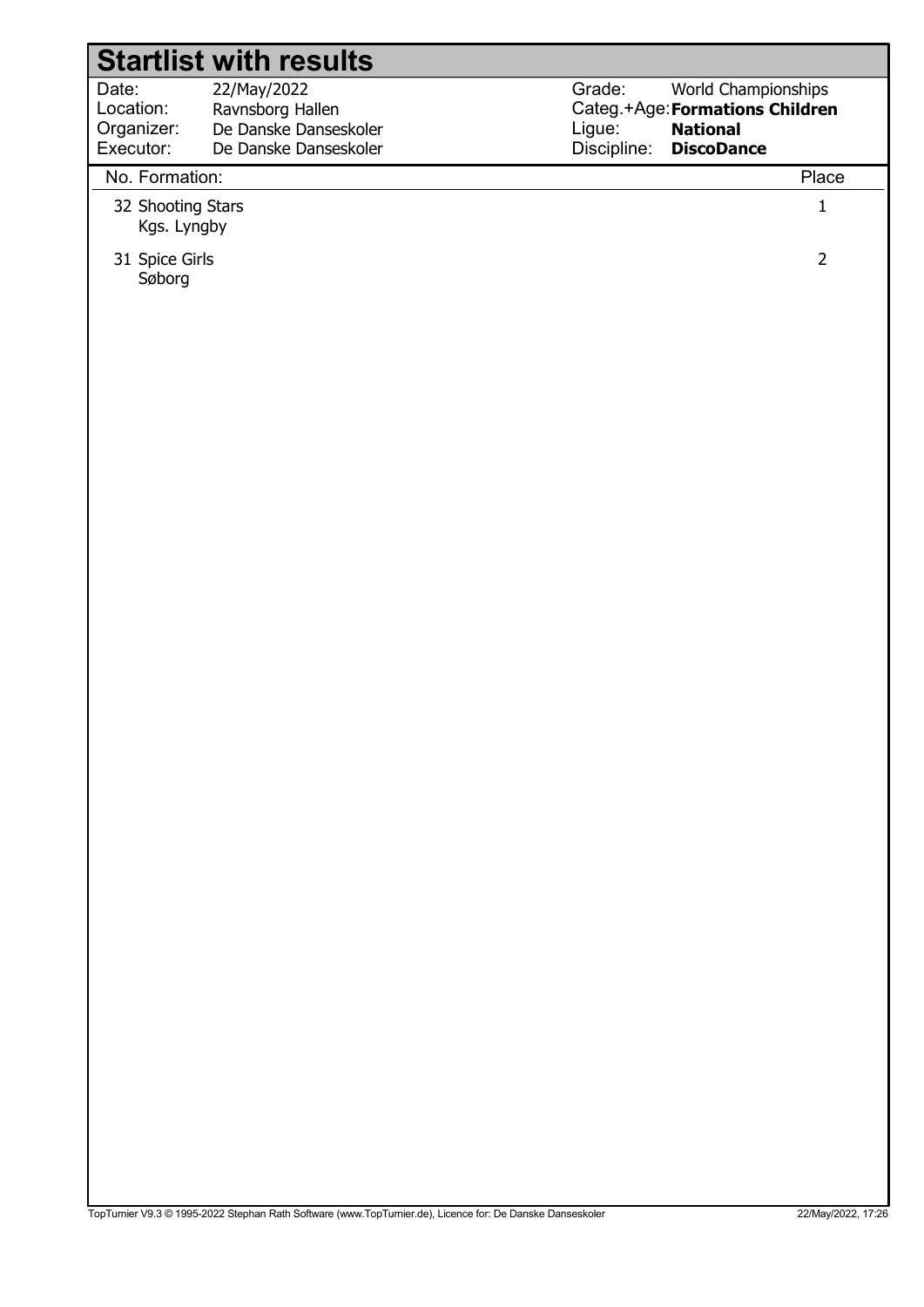# Startlist with results

| | | | |
|---|---|---|---|
| Date: | 22/May/2022 | Grade: | World Championships |
| Location: | Ravnsborg Hallen | Categ.+Age: | **Formations Children** |
| Organizer: | De Danske Danseskoler | Ligue: | **National** |
| Executor: | De Danske Danseskoler | Discipline: | **DiscoDance** |

| No. Formation: | Place |
|---|---|
| 32 Shooting Stars<br>Kgs. Lyngby | 1 |
| 31 Spice Girls<br>Søborg | 2 |

TopTurnier V9.3 © 1995-2022 Stephan Rath Software (www.TopTurnier.de), Licence for: De Danske Danseskoler 22/May/2022, 17:26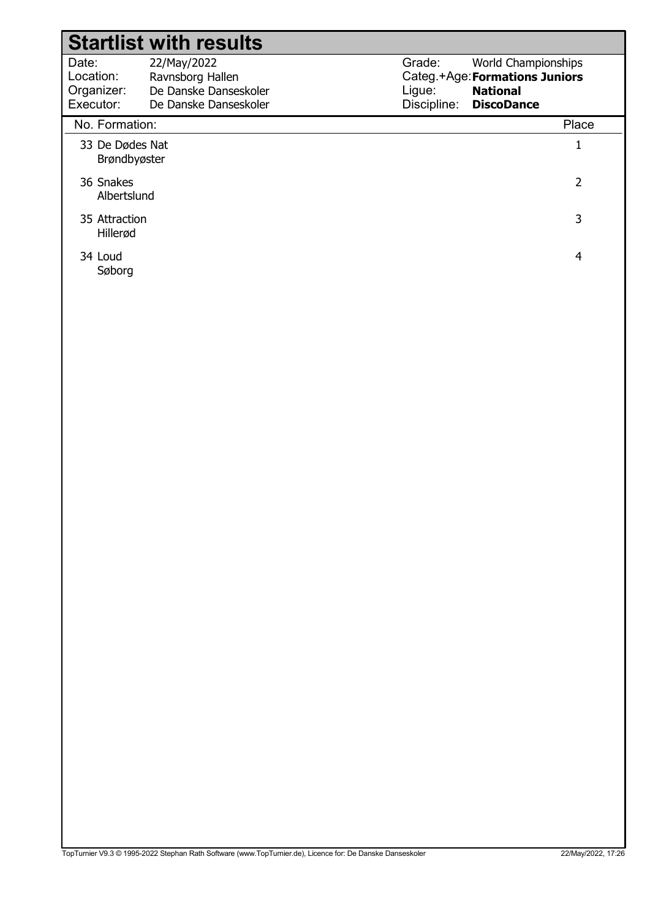# Startlist with results

| | | | |
|---|---|---|---|
| Date: | 22/May/2022 | Grade: | World Championships |
| Location: | Ravnsborg Hallen | Categ.+Age: | **Formations Juniors** |
| Organizer: | De Danske Danseskoler | Ligue: | **National** |
| Executor: | De Danske Danseskoler | Discipline: | **DiscoDance** |

| No. | Formation: | Place |
|---|---|---|
| 33 | De Dødes Nat<br>Brøndbyøster | 1 |
| 36 | Snakes<br>Albertslund | 2 |
| 35 | Attraction<br>Hillerød | 3 |
| 34 | Loud<br>Søborg | 4 |

TopTurnier V9.3 © 1995-2022 Stephan Rath Software (www.TopTurnier.de), Licence for: De Danske Danseskoler 22/May/2022, 17:26